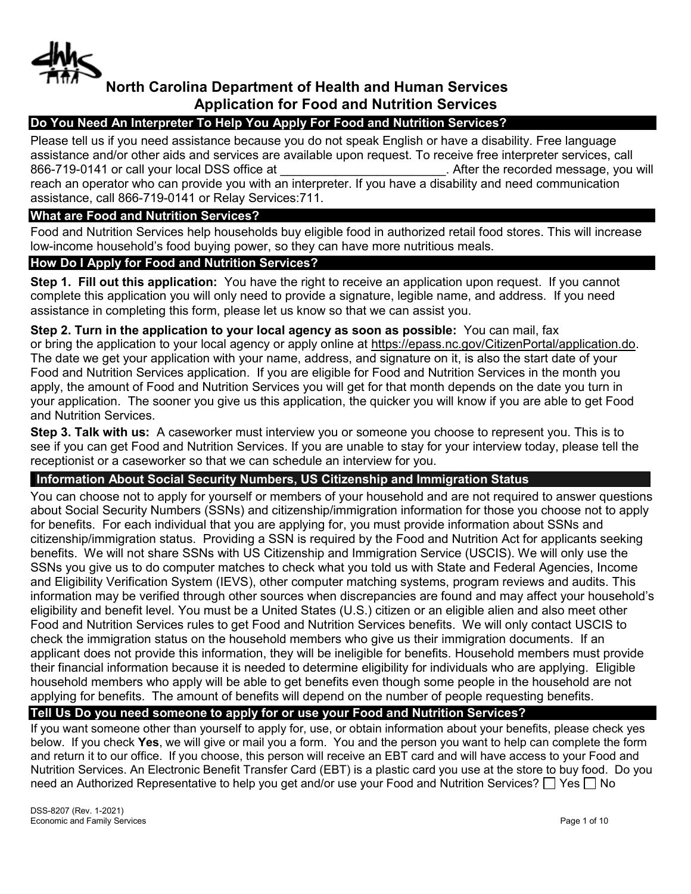# North Carolina Department of Health and Human Services
# Application for Food and Nutrition Services

## Do You Need An Interpreter To Help You Apply For Food and Nutrition Services?

Please tell us if you need assistance because you do not speak English or have a disability. Free language assistance and/or other aids and services are available upon request. To receive free interpreter services, call 866-719-0141 or call your local DSS office at ________________________. After the recorded message, you will reach an operator who can provide you with an interpreter. If you have a disability and need communication assistance, call 866-719-0141 or Relay Services:711.

## What are Food and Nutrition Services?

Food and Nutrition Services help households buy eligible food in authorized retail food stores. This will increase low-income household's food buying power, so they can have more nutritious meals.

## How Do I Apply for Food and Nutrition Services?

**Step 1. Fill out this application:** You have the right to receive an application upon request. If you cannot complete this application you will only need to provide a signature, legible name, and address. If you need assistance in completing this form, please let us know so that we can assist you.

**Step 2. Turn in the application to your local agency as soon as possible:** You can mail, fax or bring the application to your local agency or apply online at https://epass.nc.gov/CitizenPortal/application.do. The date we get your application with your name, address, and signature on it, is also the start date of your Food and Nutrition Services application. If you are eligible for Food and Nutrition Services in the month you apply, the amount of Food and Nutrition Services you will get for that month depends on the date you turn in your application. The sooner you give us this application, the quicker you will know if you are able to get Food and Nutrition Services.

**Step 3. Talk with us:** A caseworker must interview you or someone you choose to represent you. This is to see if you can get Food and Nutrition Services. If you are unable to stay for your interview today, please tell the receptionist or a caseworker so that we can schedule an interview for you.

## Information About Social Security Numbers, US Citizenship and Immigration Status

You can choose not to apply for yourself or members of your household and are not required to answer questions about Social Security Numbers (SSNs) and citizenship/immigration information for those you choose not to apply for benefits. For each individual that you are applying for, you must provide information about SSNs and citizenship/immigration status. Providing a SSN is required by the Food and Nutrition Act for applicants seeking benefits. We will not share SSNs with US Citizenship and Immigration Service (USCIS). We will only use the SSNs you give us to do computer matches to check what you told us with State and Federal Agencies, Income and Eligibility Verification System (IEVS), other computer matching systems, program reviews and audits. This information may be verified through other sources when discrepancies are found and may affect your household's eligibility and benefit level. You must be a United States (U.S.) citizen or an eligible alien and also meet other Food and Nutrition Services rules to get Food and Nutrition Services benefits. We will only contact USCIS to check the immigration status on the household members who give us their immigration documents. If an applicant does not provide this information, they will be ineligible for benefits. Household members must provide their financial information because it is needed to determine eligibility for individuals who are applying. Eligible household members who apply will be able to get benefits even though some people in the household are not applying for benefits. The amount of benefits will depend on the number of people requesting benefits.

## Tell Us Do you need someone to apply for or use your Food and Nutrition Services?

If you want someone other than yourself to apply for, use, or obtain information about your benefits, please check yes below. If you check **Yes**, we will give or mail you a form. You and the person you want to help can complete the form and return it to our office. If you choose, this person will receive an EBT card and will have access to your Food and Nutrition Services. An Electronic Benefit Transfer Card (EBT) is a plastic card you use at the store to buy food. Do you need an Authorized Representative to help you get and/or use your Food and Nutrition Services? ☐ Yes ☐ No

DSS-8207 (Rev. 1-2021)
Economic and Family Services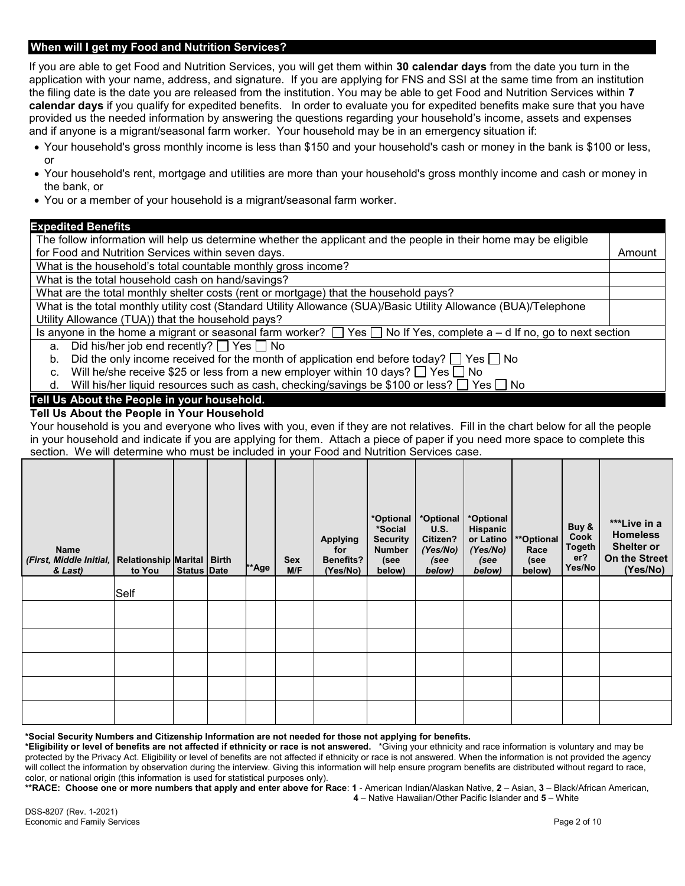## When will I get my Food and Nutrition Services?

If you are able to get Food and Nutrition Services, you will get them within **30 calendar days** from the date you turn in the application with your name, address, and signature. If you are applying for FNS and SSI at the same time from an institution the filing date is the date you are released from the institution. You may be able to get Food and Nutrition Services within **7 calendar days** if you qualify for expedited benefits. In order to evaluate you for expedited benefits make sure that you have provided us the needed information by answering the questions regarding your household's income, assets and expenses and if anyone is a migrant/seasonal farm worker. Your household may be in an emergency situation if:

- Your household's gross monthly income is less than $150 and your household's cash or money in the bank is $100 or less, or
- Your household's rent, mortgage and utilities are more than your household's gross monthly income and cash or money in the bank, or
- You or a member of your household is a migrant/seasonal farm worker.

## Expedited Benefits

| The follow information will help us determine whether the applicant and the people in their home may be eligible for Food and Nutrition Services within seven days. | Amount |
|---|---|
| What is the household's total countable monthly gross income? | |
| What is the total household cash on hand/savings? | |
| What are the total monthly shelter costs (rent or mortgage) that the household pays? | |
| What is the total monthly utility cost (Standard Utility Allowance (SUA)/Basic Utility Allowance (BUA)/Telephone Utility Allowance (TUA)) that the household pays? | |

Is anyone in the home a migrant or seasonal farm worker? ☐ Yes ☐ No If Yes, complete a – d If no, go to next section

a. Did his/her job end recently? ☐ Yes ☐ No
b. Did the only income received for the month of application end before today? ☐ Yes ☐ No
c. Will he/she receive $25 or less from a new employer within 10 days? ☐ Yes ☐ No
d. Will his/her liquid resources such as cash, checking/savings be $100 or less? ☐ Yes ☐ No

## Tell Us About the People in your household.

**Tell Us About the People in Your Household**

Your household is you and everyone who lives with you, even if they are not relatives. Fill in the chart below for all the people in your household and indicate if you are applying for them. Attach a piece of paper if you need more space to complete this section. We will determine who must be included in your Food and Nutrition Services case.

| Name (First, Middle Initial, & Last) | Relationship to You | Marital Status | Birth Date | **Age | Sex M/F | Applying for Benefits? (Yes/No) | *Optional *Social Security Number (see below) | *Optional U.S. Citizen? (Yes/No) (see below) | *Optional Hispanic or Latino (Yes/No) (see below) | **Optional Race (see below) | Buy & Cook Together? Yes/No | ***Live in a Homeless Shelter or On the Street (Yes/No) |
|---|---|---|---|---|---|---|---|---|---|---|---|---|
| | Self | | | | | | | | | | | |
| | | | | | | | | | | | | |
| | | | | | | | | | | | | |
| | | | | | | | | | | | | |
| | | | | | | | | | | | | |
| | | | | | | | | | | | | |

**\*Social Security Numbers and Citizenship Information are not needed for those not applying for benefits.**

**\*Eligibility or level of benefits are not affected if ethnicity or race is not answered.** \*Giving your ethnicity and race information is voluntary and may be protected by the Privacy Act. Eligibility or level of benefits are not affected if ethnicity or race is not answered. When the information is not provided the agency will collect the information by observation during the interview. Giving this information will help ensure program benefits are distributed without regard to race, color, or national origin (this information is used for statistical purposes only).

**\*\*RACE: Choose one or more numbers that apply and enter above for Race**: **1** - American Indian/Alaskan Native, **2** – Asian, **3** – Black/African American, **4** – Native Hawaiian/Other Pacific Islander and **5** – White

DSS-8207 (Rev. 1-2021)
Economic and Family Services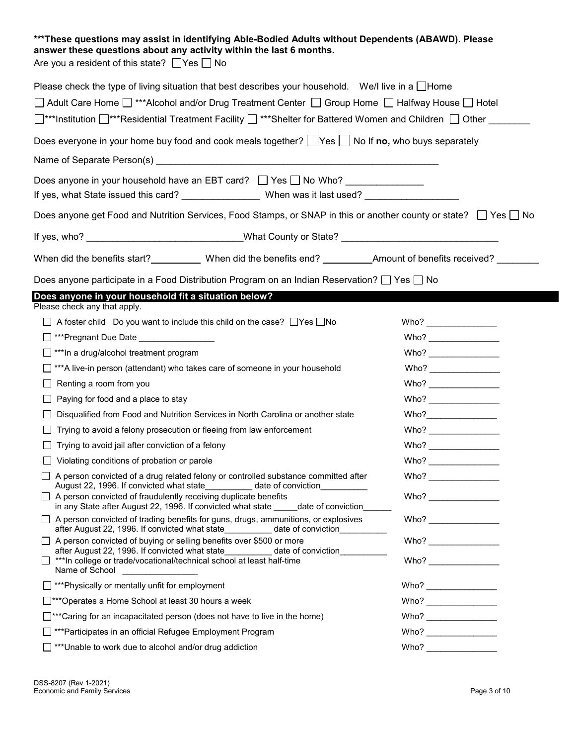**\*\*\*These questions may assist in identifying Able-Bodied Adults without Dependents (ABAWD). Please answer these questions about any activity within the last 6 months.**

Are you a resident of this state? ☐ Yes ☐ No

Please check the type of living situation that best describes your household. We/I live in a ☐ Home

☐ Adult Care Home ☐ ***Alcohol and/or Drug Treatment Center ☐ Group Home ☐ Halfway House ☐ Hotel

☐ ***Institution ☐ ***Residential Treatment Facility ☐ ***Shelter for Battered Women and Children ☐ Other ________

Does everyone in your home buy food and cook meals together? ☐ Yes ☐ No If **no,** who buys separately

Name of Separate Person(s) ________________________________________________________

Does anyone in your household have an EBT card? ☐ Yes ☐ No Who? _______________

If yes, what State issued this card? _______________ When was it last used? __________________

Does anyone get Food and Nutrition Services, Food Stamps, or SNAP in this or another county or state? ☐ Yes ☐ No

If yes, who? ______________________________ What County or State? ______________________________

When did the benefits start? __________ When did the benefits end? __________ Amount of benefits received? ________

Does anyone participate in a Food Distribution Program on an Indian Reservation? ☐ Yes ☐ No

## Does anyone in your household fit a situation below?

Please check any that apply.

| Situation | Who? |
|---|---|
| ☐ A foster child Do you want to include this child on the case? ☐ Yes ☐ No | Who? _______________ |
| ☐ ***Pregnant Due Date _______________ | Who? _______________ |
| ☐ ***In a drug/alcohol treatment program | Who? _______________ |
| ☐ ***A live-in person (attendant) who takes care of someone in your household | Who? _______________ |
| ☐ Renting a room from you | Who? _______________ |
| ☐ Paying for food and a place to stay | Who? _______________ |
| ☐ Disqualified from Food and Nutrition Services in North Carolina or another state | Who? _______________ |
| ☐ Trying to avoid a felony prosecution or fleeing from law enforcement | Who? _______________ |
| ☐ Trying to avoid jail after conviction of a felony | Who? _______________ |
| ☐ Violating conditions of probation or parole | Who? _______________ |
| ☐ A person convicted of a drug related felony or controlled substance committed after August 22, 1996. If convicted what state__________ date of conviction__________ | Who? _______________ |
| ☐ A person convicted of fraudulently receiving duplicate benefits in any State after August 22, 1996. If convicted what state _____ date of conviction______ | Who? _______________ |
| ☐ A person convicted of trading benefits for guns, drugs, ammunitions, or explosives after August 22, 1996. If convicted what state__________ date of conviction__________ | Who? _______________ |
| ☐ A person convicted of buying or selling benefits over $500 or more after August 22, 1996. If convicted what state__________ date of conviction__________ | Who? _______________ |
| ☐ ***In college or trade/vocational/technical school at least half-time Name of School _______________ | Who? _______________ |
| ☐ ***Physically or mentally unfit for employment | Who? _______________ |
| ☐ ***Operates a Home School at least 30 hours a week | Who? _______________ |
| ☐ ***Caring for an incapacitated person (does not have to live in the home) | Who? _______________ |
| ☐ ***Participates in an official Refugee Employment Program | Who? _______________ |
| ☐ ***Unable to work due to alcohol and/or drug addiction | Who? _______________ |

DSS-8207 (Rev 1-2021)
Economic and Family Services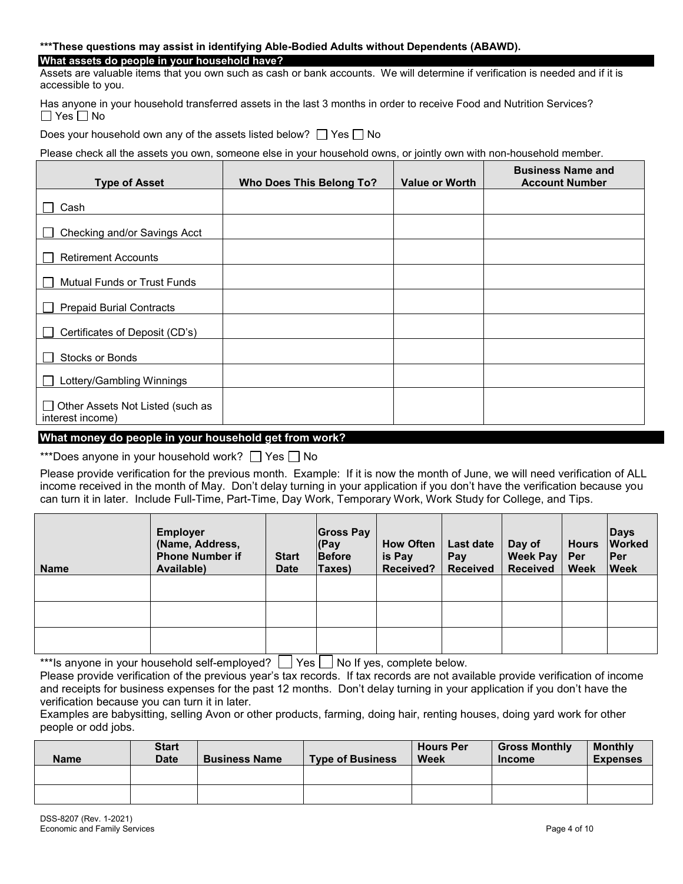**\*\*\*These questions may assist in identifying Able-Bodied Adults without Dependents (ABAWD).**

## What assets do people in your household have?

Assets are valuable items that you own such as cash or bank accounts. We will determine if verification is needed and if it is accessible to you.

Has anyone in your household transferred assets in the last 3 months in order to receive Food and Nutrition Services?
☐ Yes ☐ No

Does your household own any of the assets listed below? ☐ Yes ☐ No

Please check all the assets you own, someone else in your household owns, or jointly own with non-household member.

| Type of Asset | Who Does This Belong To? | Value or Worth | Business Name and Account Number |
|---|---|---|---|
| ☐ Cash | | | |
| ☐ Checking and/or Savings Acct | | | |
| ☐ Retirement Accounts | | | |
| ☐ Mutual Funds or Trust Funds | | | |
| ☐ Prepaid Burial Contracts | | | |
| ☐ Certificates of Deposit (CD's) | | | |
| ☐ Stocks or Bonds | | | |
| ☐ Lottery/Gambling Winnings | | | |
| ☐ Other Assets Not Listed (such as interest income) | | | |

## What money do people in your household get from work?

\*\*\*Does anyone in your household work? ☐ Yes ☐ No

Please provide verification for the previous month. Example: If it is now the month of June, we will need verification of ALL income received in the month of May. Don't delay turning in your application if you don't have the verification because you can turn it in later. Include Full-Time, Part-Time, Day Work, Temporary Work, Work Study for College, and Tips.

| Name | Employer (Name, Address, Phone Number if Available) | Start Date | Gross Pay (Pay Before Taxes) | How Often is Pay Received? | Last date Pay Received | Day of Week Pay Received | Hours Per Week | Days Worked Per Week |
|---|---|---|---|---|---|---|---|---|
| | | | | | | | | |
| | | | | | | | | |
| | | | | | | | | |

\*\*\*Is anyone in your household self-employed? ☐ Yes ☐ No If yes, complete below.
Please provide verification of the previous year's tax records. If tax records are not available provide verification of income and receipts for business expenses for the past 12 months. Don't delay turning in your application if you don't have the verification because you can turn it in later.
Examples are babysitting, selling Avon or other products, farming, doing hair, renting houses, doing yard work for other people or odd jobs.

| Name | Start Date | Business Name | Type of Business | Hours Per Week | Gross Monthly Income | Monthly Expenses |
|---|---|---|---|---|---|---|
| | | | | | | |
| | | | | | | |

DSS-8207 (Rev. 1-2021)
Economic and Family Services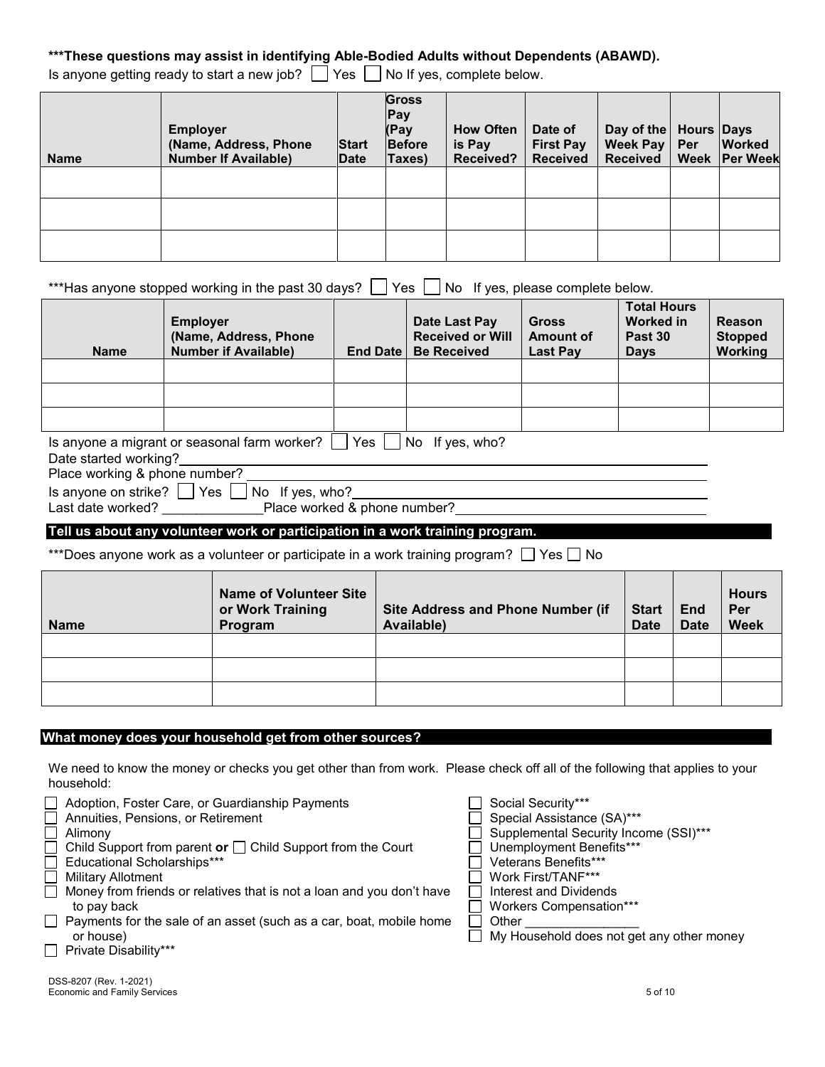**\*\*\*These questions may assist in identifying Able-Bodied Adults without Dependents (ABAWD).**

Is anyone getting ready to start a new job? ☐ Yes ☐ No If yes, complete below.

| Name | Employer (Name, Address, Phone Number If Available) | Start Date | Gross Pay (Pay Before Taxes) | How Often is Pay Received? | Date of First Pay Received | Day of the Week Pay Received | Hours Per Week | Days Worked Per Week |
|---|---|---|---|---|---|---|---|---|
| | | | | | | | | |
| | | | | | | | | |
| | | | | | | | | |

\*\*\*Has anyone stopped working in the past 30 days? ☐ Yes ☐ No If yes, please complete below.

| Name | Employer (Name, Address, Phone Number if Available) | End Date | Date Last Pay Received or Will Be Received | Gross Amount of Last Pay | Total Hours Worked in Past 30 Days | Reason Stopped Working |
|---|---|---|---|---|---|---|
| | | | | | | |
| | | | | | | |
| | | | | | | |

Is anyone a migrant or seasonal farm worker? ☐ Yes ☐ No If yes, who?

Date started working?\_\_\_\_\_\_\_\_\_\_\_\_\_\_\_\_\_\_\_\_

Place working & phone number? \_\_\_\_\_\_\_\_\_\_\_\_\_\_\_\_\_\_\_\_

Is anyone on strike? ☐ Yes ☐ No If yes, who?\_\_\_\_\_\_\_\_\_\_\_\_\_\_\_\_\_\_\_\_

Last date worked? \_\_\_\_\_\_\_\_\_\_\_\_\_\_Place worked & phone number?\_\_\_\_\_\_\_\_\_\_\_\_\_\_\_\_\_\_\_\_

## Tell us about any volunteer work or participation in a work training program.

\*\*\*Does anyone work as a volunteer or participate in a work training program? ☐ Yes ☐ No

| Name | Name of Volunteer Site or Work Training Program | Site Address and Phone Number (if Available) | Start Date | End Date | Hours Per Week |
|---|---|---|---|---|---|
| | | | | | |
| | | | | | |
| | | | | | |

## What money does your household get from other sources?

We need to know the money or checks you get other than from work. Please check off all of the following that applies to your household:

- ☐ Adoption, Foster Care, or Guardianship Payments
- ☐ Annuities, Pensions, or Retirement
- ☐ Alimony
- ☐ Child Support from parent **or** ☐ Child Support from the Court
- ☐ Educational Scholarships\*\*\*
- ☐ Military Allotment
- ☐ Money from friends or relatives that is not a loan and you don't have to pay back
- ☐ Payments for the sale of an asset (such as a car, boat, mobile home or house)
- ☐ Private Disability\*\*\*
- ☐ Social Security\*\*\*
- ☐ Special Assistance (SA)\*\*\*
- ☐ Supplemental Security Income (SSI)\*\*\*
- ☐ Unemployment Benefits\*\*\*
- ☐ Veterans Benefits\*\*\*
- ☐ Work First/TANF\*\*\*
- ☐ Interest and Dividends
- ☐ Workers Compensation\*\*\*
- ☐ Other \_\_\_\_\_\_\_\_\_\_\_\_\_\_\_\_
- ☐ My Household does not get any other money

DSS-8207 (Rev. 1-2021)
Economic and Family Services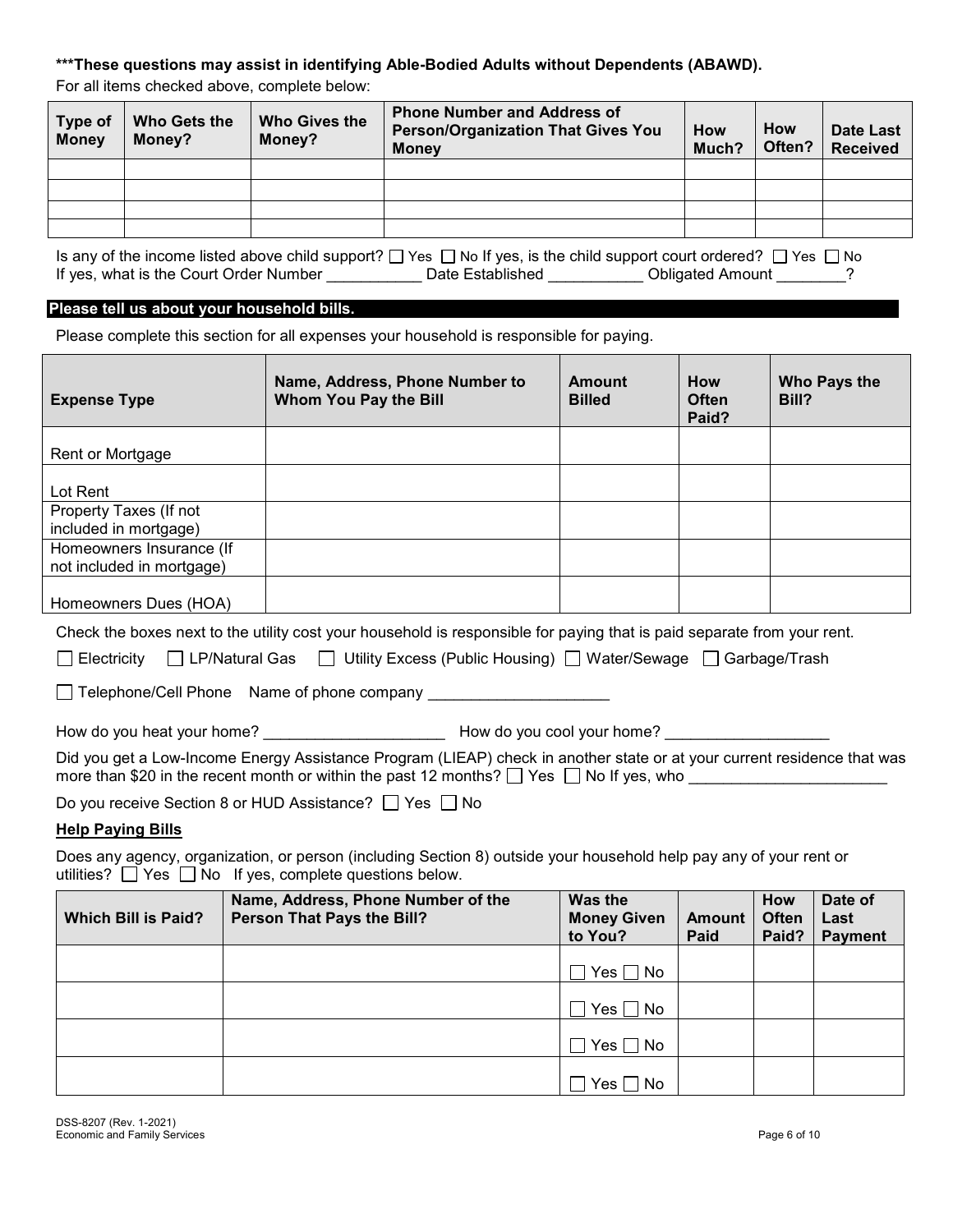**\*\*\*These questions may assist in identifying Able-Bodied Adults without Dependents (ABAWD).**

For all items checked above, complete below:

| Type of Money | Who Gets the Money? | Who Gives the Money? | Phone Number and Address of Person/Organization That Gives You Money | How Much? | How Often? | Date Last Received |
|---|---|---|---|---|---|---|
| | | | | | | |
| | | | | | | |
| | | | | | | |
| | | | | | | |

Is any of the income listed above child support? ☐ Yes ☐ No If yes, is the child support court ordered? ☐ Yes ☐ No
If yes, what is the Court Order Number ___________ Date Established ___________ Obligated Amount ________?

## Please tell us about your household bills.

Please complete this section for all expenses your household is responsible for paying.

| Expense Type | Name, Address, Phone Number to Whom You Pay the Bill | Amount Billed | How Often Paid? | Who Pays the Bill? |
|---|---|---|---|---|
| Rent or Mortgage | | | | |
| Lot Rent | | | | |
| Property Taxes (If not included in mortgage) | | | | |
| Homeowners Insurance (If not included in mortgage) | | | | |
| Homeowners Dues (HOA) | | | | |

Check the boxes next to the utility cost your household is responsible for paying that is paid separate from your rent.

☐ Electricity ☐ LP/Natural Gas ☐ Utility Excess (Public Housing) ☐ Water/Sewage ☐ Garbage/Trash

☐ Telephone/Cell Phone Name of phone company ____________________

How do you heat your home? _____________________ How do you cool your home? __________________

Did you get a Low-Income Energy Assistance Program (LIEAP) check in another state or at your current residence that was more than $20 in the recent month or within the past 12 months? ☐ Yes ☐ No If yes, who _______________________

Do you receive Section 8 or HUD Assistance? ☐ Yes ☐ No

### Help Paying Bills

Does any agency, organization, or person (including Section 8) outside your household help pay any of your rent or utilities? ☐ Yes ☐ No If yes, complete questions below.

| Which Bill is Paid? | Name, Address, Phone Number of the Person That Pays the Bill? | Was the Money Given to You? | Amount Paid | How Often Paid? | Date of Last Payment |
|---|---|---|---|---|---|
| | | ☐ Yes ☐ No | | | |
| | | ☐ Yes ☐ No | | | |
| | | ☐ Yes ☐ No | | | |
| | | ☐ Yes ☐ No | | | |

DSS-8207 (Rev. 1-2021)
Economic and Family Services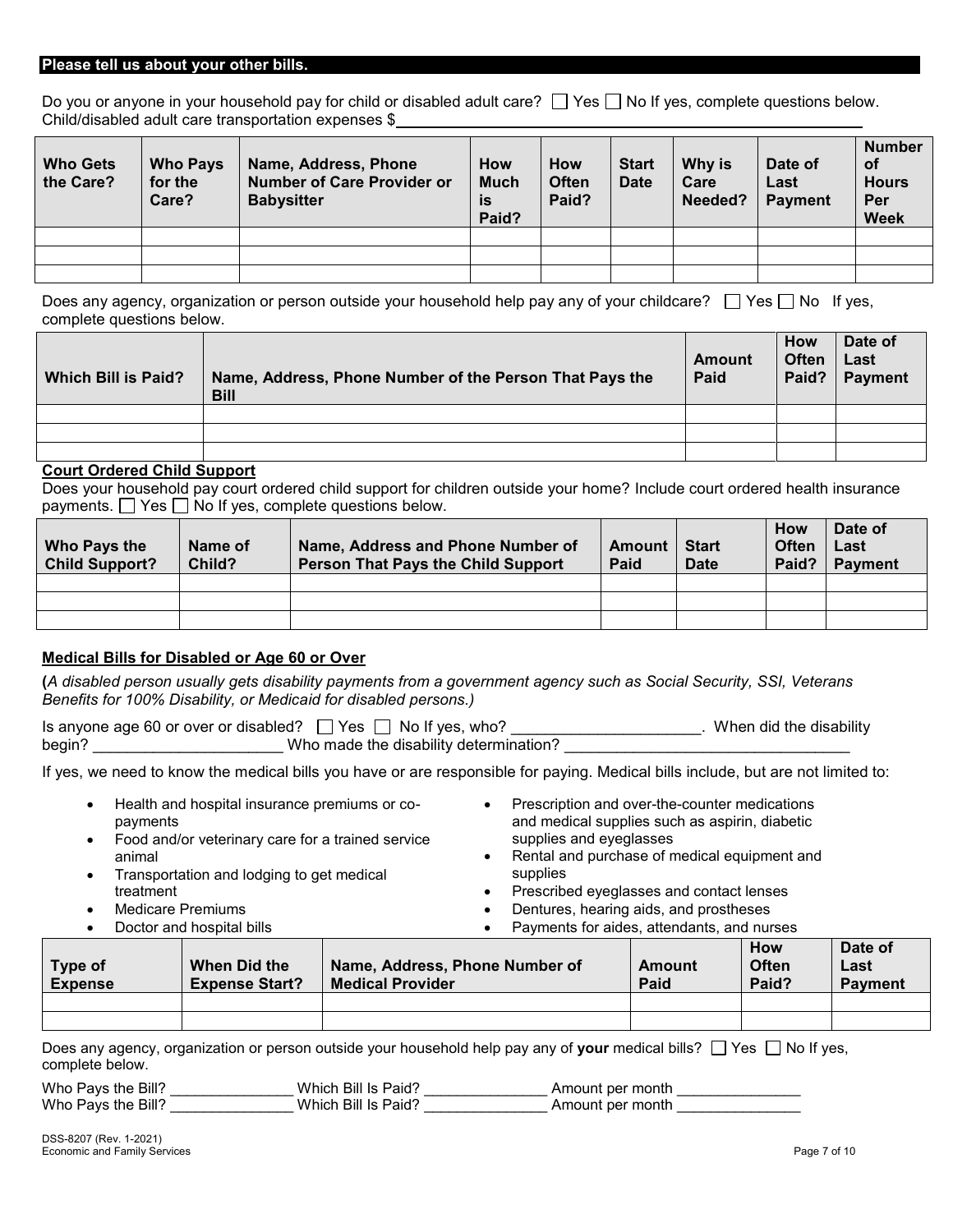## Please tell us about your other bills.

Do you or anyone in your household pay for child or disabled adult care? ☐ Yes ☐ No If yes, complete questions below.
Child/disabled adult care transportation expenses $\_\_\_\_\_\_\_\_\_\_\_\_\_\_\_\_\_\_\_\_\_\_\_\_\_\_\_\_\_\_\_\_\_\_\_\_\_\_\_\_\_\_\_\_\_\_\_\_

| Who Gets the Care? | Who Pays for the Care? | Name, Address, Phone Number of Care Provider or Babysitter | How Much is Paid? | How Often Paid? | Start Date | Why is Care Needed? | Date of Last Payment | Number of Hours Per Week |
|---|---|---|---|---|---|---|---|---|
| | | | | | | | | |
| | | | | | | | | |
| | | | | | | | | |

Does any agency, organization or person outside your household help pay any of your childcare? ☐ Yes ☐ No If yes, complete questions below.

| Which Bill is Paid? | Name, Address, Phone Number of the Person That Pays the Bill | Amount Paid | How Often Paid? | Date of Last Payment |
|---|---|---|---|---|
| | | | | |
| | | | | |
| | | | | |

### Court Ordered Child Support

Does your household pay court ordered child support for children outside your home? Include court ordered health insurance payments. ☐ Yes ☐ No If yes, complete questions below.

| Who Pays the Child Support? | Name of Child? | Name, Address and Phone Number of Person That Pays the Child Support | Amount Paid | Start Date | How Often Paid? | Date of Last Payment |
|---|---|---|---|---|---|---|
| | | | | | | |
| | | | | | | |
| | | | | | | |

### Medical Bills for Disabled or Age 60 or Over

(*A disabled person usually gets disability payments from a government agency such as Social Security, SSI, Veterans Benefits for 100% Disability, or Medicaid for disabled persons.)*

Is anyone age 60 or over or disabled? ☐ Yes ☐ No If yes, who? \_\_\_\_\_\_\_\_\_\_\_\_\_\_\_\_\_\_\_\_\_\_. When did the disability begin? \_\_\_\_\_\_\_\_\_\_\_\_\_\_\_\_\_\_\_\_\_\_ Who made the disability determination? \_\_\_\_\_\_\_\_\_\_\_\_\_\_\_\_\_\_\_\_\_\_\_\_\_\_\_\_\_\_\_\_\_\_

If yes, we need to know the medical bills you have or are responsible for paying. Medical bills include, but are not limited to:

- Health and hospital insurance premiums or co-payments
- Food and/or veterinary care for a trained service animal
- Transportation and lodging to get medical treatment
- Medicare Premiums
- Doctor and hospital bills
- Prescription and over-the-counter medications and medical supplies such as aspirin, diabetic supplies and eyeglasses
- Rental and purchase of medical equipment and supplies
- Prescribed eyeglasses and contact lenses
- Dentures, hearing aids, and prostheses
- Payments for aides, attendants, and nurses

| Type of Expense | When Did the Expense Start? | Name, Address, Phone Number of Medical Provider | Amount Paid | How Often Paid? | Date of Last Payment |
|---|---|---|---|---|---|
| | | | | | |
| | | | | | |

Does any agency, organization or person outside your household help pay any of **your** medical bills? ☐ Yes ☐ No If yes, complete below.

Who Pays the Bill? \_\_\_\_\_\_\_\_\_\_\_\_\_\_\_ Which Bill Is Paid? \_\_\_\_\_\_\_\_\_\_\_\_\_\_\_ Amount per month \_\_\_\_\_\_\_\_\_\_\_\_\_\_\_
Who Pays the Bill? \_\_\_\_\_\_\_\_\_\_\_\_\_\_\_ Which Bill Is Paid? \_\_\_\_\_\_\_\_\_\_\_\_\_\_\_ Amount per month \_\_\_\_\_\_\_\_\_\_\_\_\_\_\_

DSS-8207 (Rev. 1-2021)
Economic and Family Services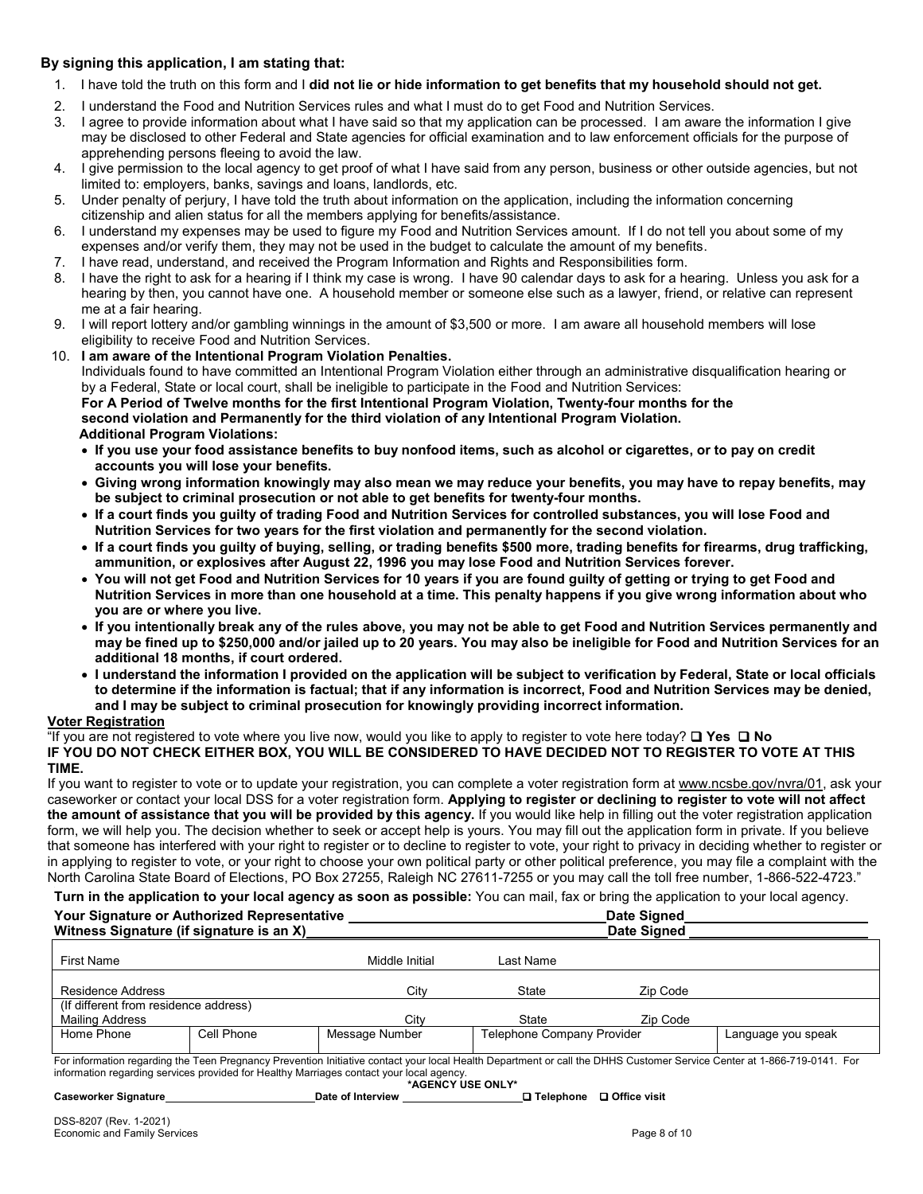**By signing this application, I am stating that:**

1. I have told the truth on this form and I **did not lie or hide information to get benefits that my household should not get.**
2. I understand the Food and Nutrition Services rules and what I must do to get Food and Nutrition Services.
3. I agree to provide information about what I have said so that my application can be processed. I am aware the information I give may be disclosed to other Federal and State agencies for official examination and to law enforcement officials for the purpose of apprehending persons fleeing to avoid the law.
4. I give permission to the local agency to get proof of what I have said from any person, business or other outside agencies, but not limited to: employers, banks, savings and loans, landlords, etc.
5. Under penalty of perjury, I have told the truth about information on the application, including the information concerning citizenship and alien status for all the members applying for benefits/assistance.
6. I understand my expenses may be used to figure my Food and Nutrition Services amount. If I do not tell you about some of my expenses and/or verify them, they may not be used in the budget to calculate the amount of my benefits.
7. I have read, understand, and received the Program Information and Rights and Responsibilities form.
8. I have the right to ask for a hearing if I think my case is wrong. I have 90 calendar days to ask for a hearing. Unless you ask for a hearing by then, you cannot have one. A household member or someone else such as a lawyer, friend, or relative can represent me at a fair hearing.
9. I will report lottery and/or gambling winnings in the amount of $3,500 or more. I am aware all household members will lose eligibility to receive Food and Nutrition Services.
10. **I am aware of the Intentional Program Violation Penalties.**
    Individuals found to have committed an Intentional Program Violation either through an administrative disqualification hearing or by a Federal, State or local court, shall be ineligible to participate in the Food and Nutrition Services:
    **For A Period of Twelve months for the first Intentional Program Violation, Twenty-four months for the second violation and Permanently for the third violation of any Intentional Program Violation.**
    **Additional Program Violations:**
    - **If you use your food assistance benefits to buy nonfood items, such as alcohol or cigarettes, or to pay on credit accounts you will lose your benefits.**
    - **Giving wrong information knowingly may also mean we may reduce your benefits, you may have to repay benefits, may be subject to criminal prosecution or not able to get benefits for twenty-four months.**
    - **If a court finds you guilty of trading Food and Nutrition Services for controlled substances, you will lose Food and Nutrition Services for two years for the first violation and permanently for the second violation.**
    - **If a court finds you guilty of buying, selling, or trading benefits $500 more, trading benefits for firearms, drug trafficking, ammunition, or explosives after August 22, 1996 you may lose Food and Nutrition Services forever.**
    - **You will not get Food and Nutrition Services for 10 years if you are found guilty of getting or trying to get Food and Nutrition Services in more than one household at a time. This penalty happens if you give wrong information about who you are or where you live.**
    - **If you intentionally break any of the rules above, you may not be able to get Food and Nutrition Services permanently and may be fined up to $250,000 and/or jailed up to 20 years. You may also be ineligible for Food and Nutrition Services for an additional 18 months, if court ordered.**
    - **I understand the information I provided on the application will be subject to verification by Federal, State or local officials to determine if the information is factual; that if any information is incorrect, Food and Nutrition Services may be denied, and I may be subject to criminal prosecution for knowingly providing incorrect information.**

**Voter Registration**

"If you are not registered to vote where you live now, would you like to apply to register to vote here today? ☐ **Yes** ☐ **No**

**IF YOU DO NOT CHECK EITHER BOX, YOU WILL BE CONSIDERED TO HAVE DECIDED NOT TO REGISTER TO VOTE AT THIS TIME.**

If you want to register to vote or to update your registration, you can complete a voter registration form at www.ncsbe.gov/nvra/01, ask your caseworker or contact your local DSS for a voter registration form. **Applying to register or declining to register to vote will not affect the amount of assistance that you will be provided by this agency.** If you would like help in filling out the voter registration application form, we will help you. The decision whether to seek or accept help is yours. You may fill out the application form in private. If you believe that someone has interfered with your right to register or to decline to register to vote, your right to privacy in deciding whether to register or in applying to register to vote, or your right to choose your own political party or other political preference, you may file a complaint with the North Carolina State Board of Elections, PO Box 27255, Raleigh NC 27611-7255 or you may call the toll free number, 1-866-522-4723."

**Turn in the application to your local agency as soon as possible:** You can mail, fax or bring the application to your local agency.

**Your Signature or Authorized Representative** ______________________ **Date Signed** ____________

**Witness Signature (if signature is an X)** ______________________ **Date Signed** ____________

| First Name | | Middle Initial | Last Name | | |
|---|---|---|---|---|---|
| Residence Address | | City | State | Zip Code | |
| (If different from residence address) Mailing Address | | City | State | Zip Code | |
| Home Phone | Cell Phone | Message Number | Telephone Company Provider | | Language you speak |

For information regarding the Teen Pregnancy Prevention Initiative contact your local Health Department or call the DHHS Customer Service Center at 1-866-719-0141. For information regarding services provided for Healthy Marriages contact your local agency.

**\*AGENCY USE ONLY\***

**Caseworker Signature** ____________ **Date of Interview** ____________ ☐ **Telephone** ☐ **Office visit**

DSS-8207 (Rev. 1-2021)
Economic and Family Services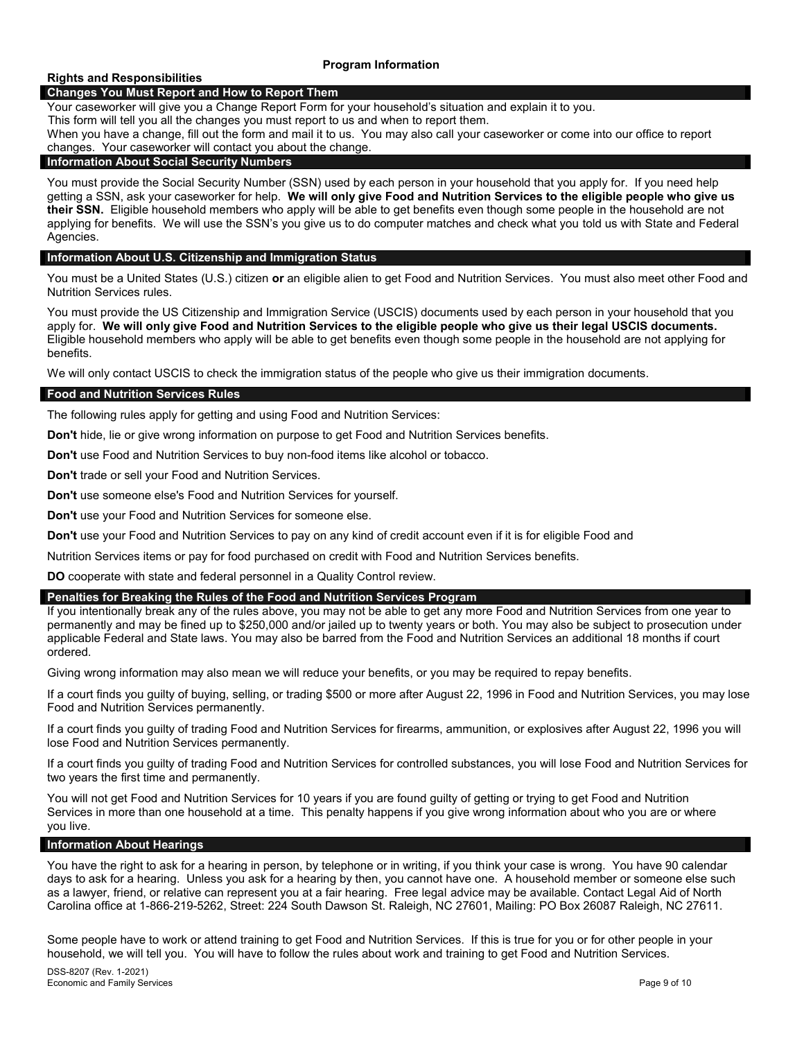## Program Information

### Rights and Responsibilities

#### Changes You Must Report and How to Report Them

Your caseworker will give you a Change Report Form for your household's situation and explain it to you.
This form will tell you all the changes you must report to us and when to report them.
When you have a change, fill out the form and mail it to us. You may also call your caseworker or come into our office to report changes. Your caseworker will contact you about the change.

#### Information About Social Security Numbers

You must provide the Social Security Number (SSN) used by each person in your household that you apply for. If you need help getting a SSN, ask your caseworker for help. **We will only give Food and Nutrition Services to the eligible people who give us their SSN.** Eligible household members who apply will be able to get benefits even though some people in the household are not applying for benefits. We will use the SSN's you give us to do computer matches and check what you told us with State and Federal Agencies.

#### Information About U.S. Citizenship and Immigration Status

You must be a United States (U.S.) citizen **or** an eligible alien to get Food and Nutrition Services. You must also meet other Food and Nutrition Services rules.

You must provide the US Citizenship and Immigration Service (USCIS) documents used by each person in your household that you apply for. **We will only give Food and Nutrition Services to the eligible people who give us their legal USCIS documents.** Eligible household members who apply will be able to get benefits even though some people in the household are not applying for benefits.

We will only contact USCIS to check the immigration status of the people who give us their immigration documents.

#### Food and Nutrition Services Rules

The following rules apply for getting and using Food and Nutrition Services:

**Don't** hide, lie or give wrong information on purpose to get Food and Nutrition Services benefits.

**Don't** use Food and Nutrition Services to buy non-food items like alcohol or tobacco.

**Don't** trade or sell your Food and Nutrition Services.

**Don't** use someone else's Food and Nutrition Services for yourself.

**Don't** use your Food and Nutrition Services for someone else.

**Don't** use your Food and Nutrition Services to pay on any kind of credit account even if it is for eligible Food and Nutrition Services items or pay for food purchased on credit with Food and Nutrition Services benefits.

**DO** cooperate with state and federal personnel in a Quality Control review.

#### Penalties for Breaking the Rules of the Food and Nutrition Services Program

If you intentionally break any of the rules above, you may not be able to get any more Food and Nutrition Services from one year to permanently and may be fined up to $250,000 and/or jailed up to twenty years or both. You may also be subject to prosecution under applicable Federal and State laws. You may also be barred from the Food and Nutrition Services an additional 18 months if court ordered.

Giving wrong information may also mean we will reduce your benefits, or you may be required to repay benefits.

If a court finds you guilty of buying, selling, or trading $500 or more after August 22, 1996 in Food and Nutrition Services, you may lose Food and Nutrition Services permanently.

If a court finds you guilty of trading Food and Nutrition Services for firearms, ammunition, or explosives after August 22, 1996 you will lose Food and Nutrition Services permanently.

If a court finds you guilty of trading Food and Nutrition Services for controlled substances, you will lose Food and Nutrition Services for two years the first time and permanently.

You will not get Food and Nutrition Services for 10 years if you are found guilty of getting or trying to get Food and Nutrition Services in more than one household at a time. This penalty happens if you give wrong information about who you are or where you live.

#### Information About Hearings

You have the right to ask for a hearing in person, by telephone or in writing, if you think your case is wrong. You have 90 calendar days to ask for a hearing. Unless you ask for a hearing by then, you cannot have one. A household member or someone else such as a lawyer, friend, or relative can represent you at a fair hearing. Free legal advice may be available. Contact Legal Aid of North Carolina office at 1-866-219-5262, Street: 224 South Dawson St. Raleigh, NC 27601, Mailing: PO Box 26087 Raleigh, NC 27611.

Some people have to work or attend training to get Food and Nutrition Services. If this is true for you or for other people in your household, we will tell you. You will have to follow the rules about work and training to get Food and Nutrition Services.

DSS-8207 (Rev. 1-2021)
Economic and Family Services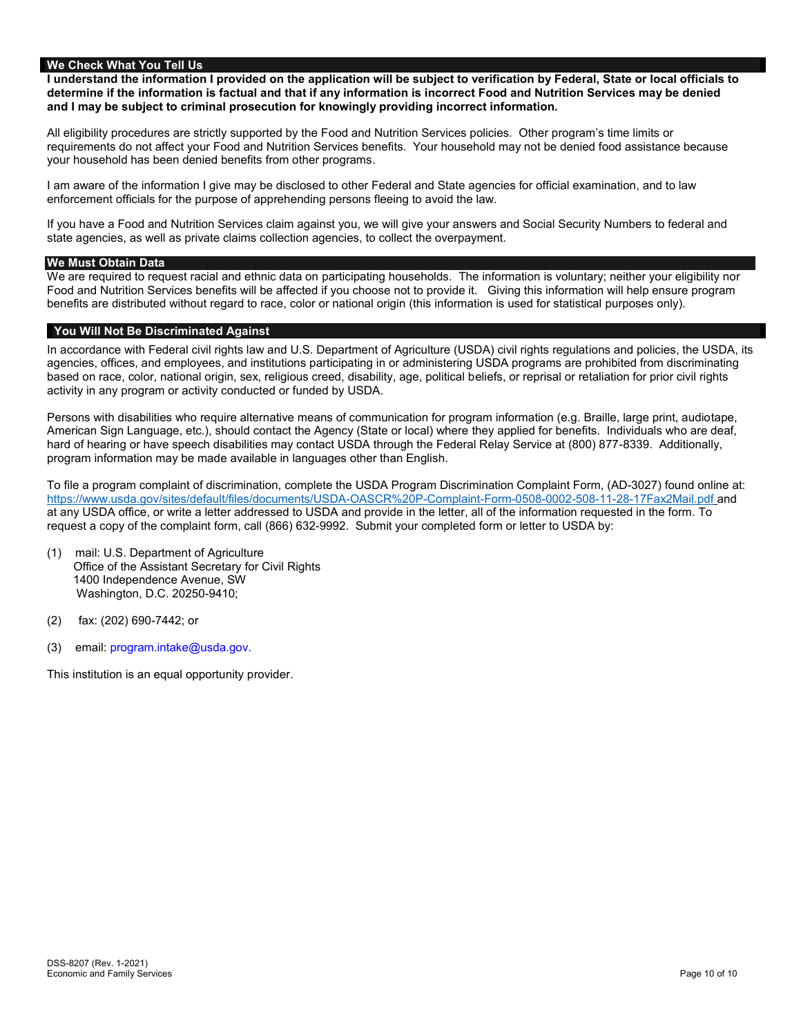## We Check What You Tell Us

**I understand the information I provided on the application will be subject to verification by Federal, State or local officials to determine if the information is factual and that if any information is incorrect Food and Nutrition Services may be denied and I may be subject to criminal prosecution for knowingly providing incorrect information.**

All eligibility procedures are strictly supported by the Food and Nutrition Services policies. Other program's time limits or requirements do not affect your Food and Nutrition Services benefits. Your household may not be denied food assistance because your household has been denied benefits from other programs.

I am aware of the information I give may be disclosed to other Federal and State agencies for official examination, and to law enforcement officials for the purpose of apprehending persons fleeing to avoid the law.

If you have a Food and Nutrition Services claim against you, we will give your answers and Social Security Numbers to federal and state agencies, as well as private claims collection agencies, to collect the overpayment.

## We Must Obtain Data

We are required to request racial and ethnic data on participating households. The information is voluntary; neither your eligibility nor Food and Nutrition Services benefits will be affected if you choose not to provide it. Giving this information will help ensure program benefits are distributed without regard to race, color or national origin (this information is used for statistical purposes only).

## You Will Not Be Discriminated Against

In accordance with Federal civil rights law and U.S. Department of Agriculture (USDA) civil rights regulations and policies, the USDA, its agencies, offices, and employees, and institutions participating in or administering USDA programs are prohibited from discriminating based on race, color, national origin, sex, religious creed, disability, age, political beliefs, or reprisal or retaliation for prior civil rights activity in any program or activity conducted or funded by USDA.

Persons with disabilities who require alternative means of communication for program information (e.g. Braille, large print, audiotape, American Sign Language, etc.), should contact the Agency (State or local) where they applied for benefits. Individuals who are deaf, hard of hearing or have speech disabilities may contact USDA through the Federal Relay Service at (800) 877-8339. Additionally, program information may be made available in languages other than English.

To file a program complaint of discrimination, complete the USDA Program Discrimination Complaint Form, (AD-3027) found online at: https://www.usda.gov/sites/default/files/documents/USDA-OASCR%20P-Complaint-Form-0508-0002-508-11-28-17Fax2Mail.pdf and at any USDA office, or write a letter addressed to USDA and provide in the letter, all of the information requested in the form. To request a copy of the complaint form, call (866) 632-9992. Submit your completed form or letter to USDA by:

(1) mail: U.S. Department of Agriculture
Office of the Assistant Secretary for Civil Rights
1400 Independence Avenue, SW
Washington, D.C. 20250-9410;

(2) fax: (202) 690-7442; or

(3) email: program.intake@usda.gov.

This institution is an equal opportunity provider.

DSS-8207 (Rev. 1-2021)
Economic and Family Services